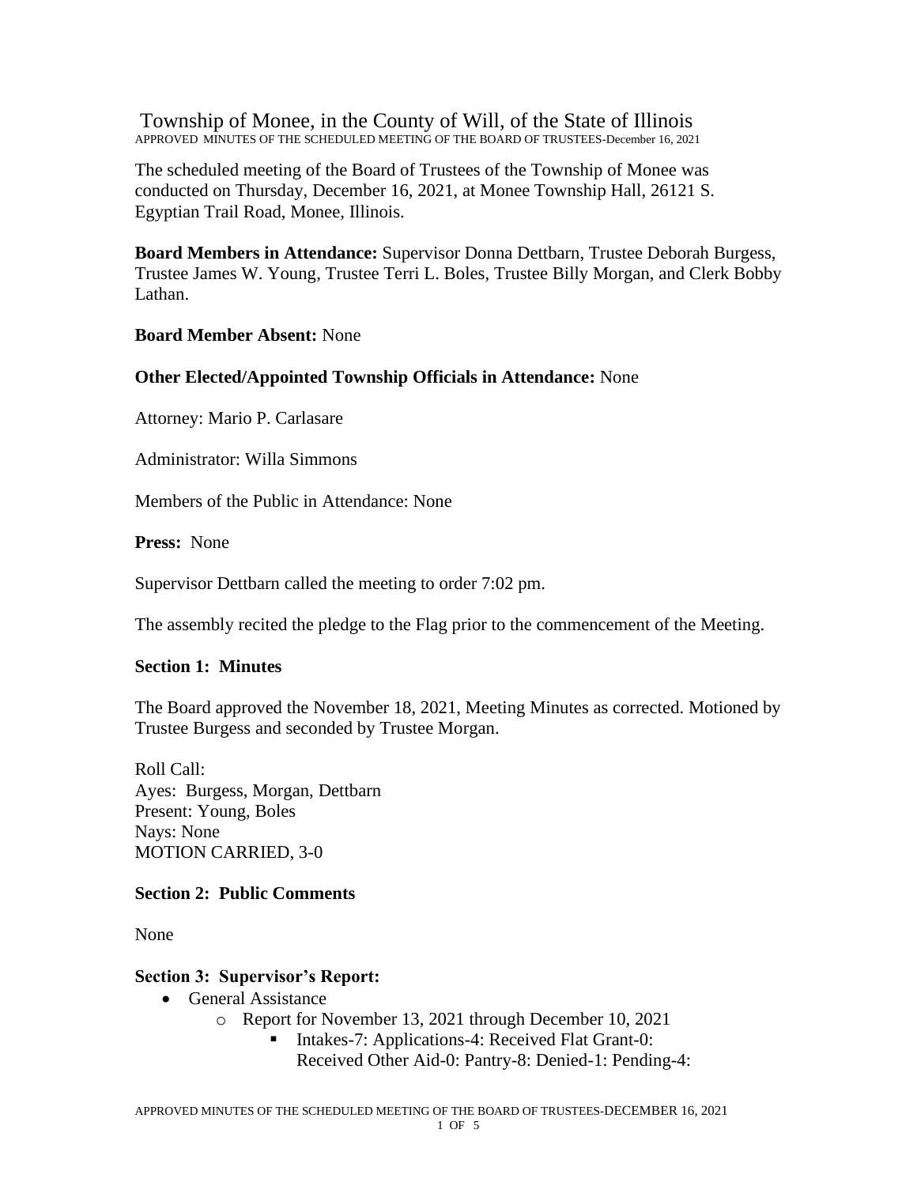# Township of Monee, in the County of Will, of the State of Illinois

APPROVED MINUTES OF THE SCHEDULED MEETING OF THE BOARD OF TRUSTEES-December 16, 2021

The scheduled meeting of the Board of Trustees of the Township of Monee was conducted on Thursday, December 16, 2021, at Monee Township Hall, 26121 S. Egyptian Trail Road, Monee, Illinois.

**Board Members in Attendance:** Supervisor Donna Dettbarn, Trustee Deborah Burgess, Trustee James W. Young, Trustee Terri L. Boles, Trustee Billy Morgan, and Clerk Bobby Lathan.

**Board Member Absent:** None

**Other Elected/Appointed Township Officials in Attendance:** None

Attorney: Mario P. Carlasare

Administrator: Willa Simmons

Members of the Public in Attendance: None

**Press:** None

Supervisor Dettbarn called the meeting to order 7:02 pm.

The assembly recited the pledge to the Flag prior to the commencement of the Meeting.

### Section 1: Minutes

The Board approved the November 18, 2021, Meeting Minutes as corrected. Motioned by Trustee Burgess and seconded by Trustee Morgan.

Roll Call:
Ayes: Burgess, Morgan, Dettbarn
Present: Young, Boles
Nays: None
MOTION CARRIED, 3-0

### Section 2: Public Comments

None

### Section 3: Supervisor's Report:

- General Assistance
  - Report for November 13, 2021 through December 10, 2021
    - Intakes-7: Applications-4: Received Flat Grant-0: Received Other Aid-0: Pantry-8: Denied-1: Pending-4: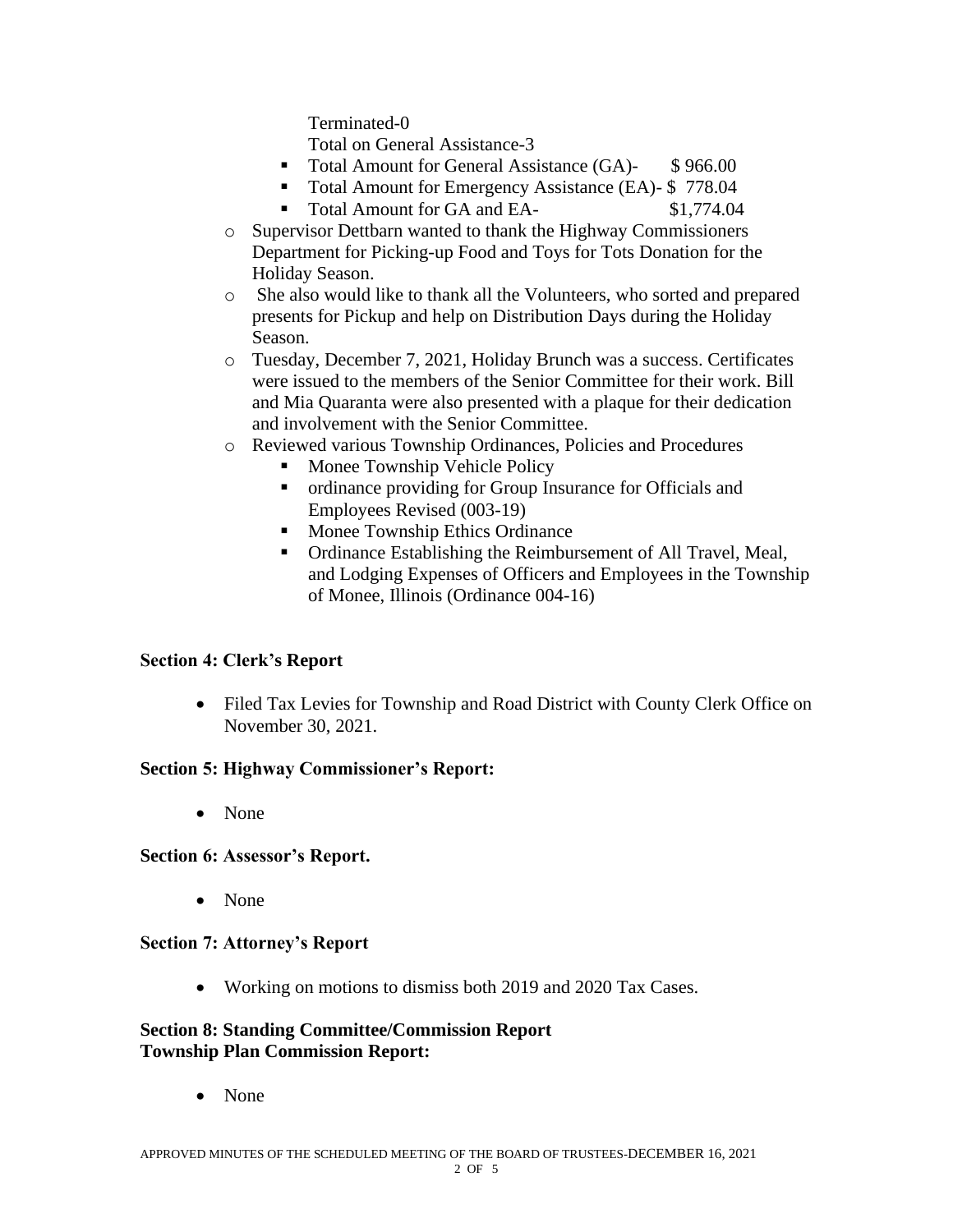Terminated-0

Total on General Assistance-3

        - Total Amount for General Assistance (GA)- $ 966.00
        - Total Amount for Emergency Assistance (EA)- $ 778.04
        - Total Amount for GA and EA- $1,774.04

    - Supervisor Dettbarn wanted to thank the Highway Commissioners Department for Picking-up Food and Toys for Tots Donation for the Holiday Season.
    - She also would like to thank all the Volunteers, who sorted and prepared presents for Pickup and help on Distribution Days during the Holiday Season.
    - Tuesday, December 7, 2021, Holiday Brunch was a success. Certificates were issued to the members of the Senior Committee for their work. Bill and Mia Quaranta were also presented with a plaque for their dedication and involvement with the Senior Committee.
    - Reviewed various Township Ordinances, Policies and Procedures
        - Monee Township Vehicle Policy
        - ordinance providing for Group Insurance for Officials and Employees Revised (003-19)
        - Monee Township Ethics Ordinance
        - Ordinance Establishing the Reimbursement of All Travel, Meal, and Lodging Expenses of Officers and Employees in the Township of Monee, Illinois (Ordinance 004-16)

**Section 4: Clerk's Report**

- Filed Tax Levies for Township and Road District with County Clerk Office on November 30, 2021.

**Section 5: Highway Commissioner's Report:**

- None

**Section 6: Assessor's Report.**

- None

**Section 7: Attorney's Report**

- Working on motions to dismiss both 2019 and 2020 Tax Cases.

**Section 8: Standing Committee/Commission Report**
**Township Plan Commission Report:**

- None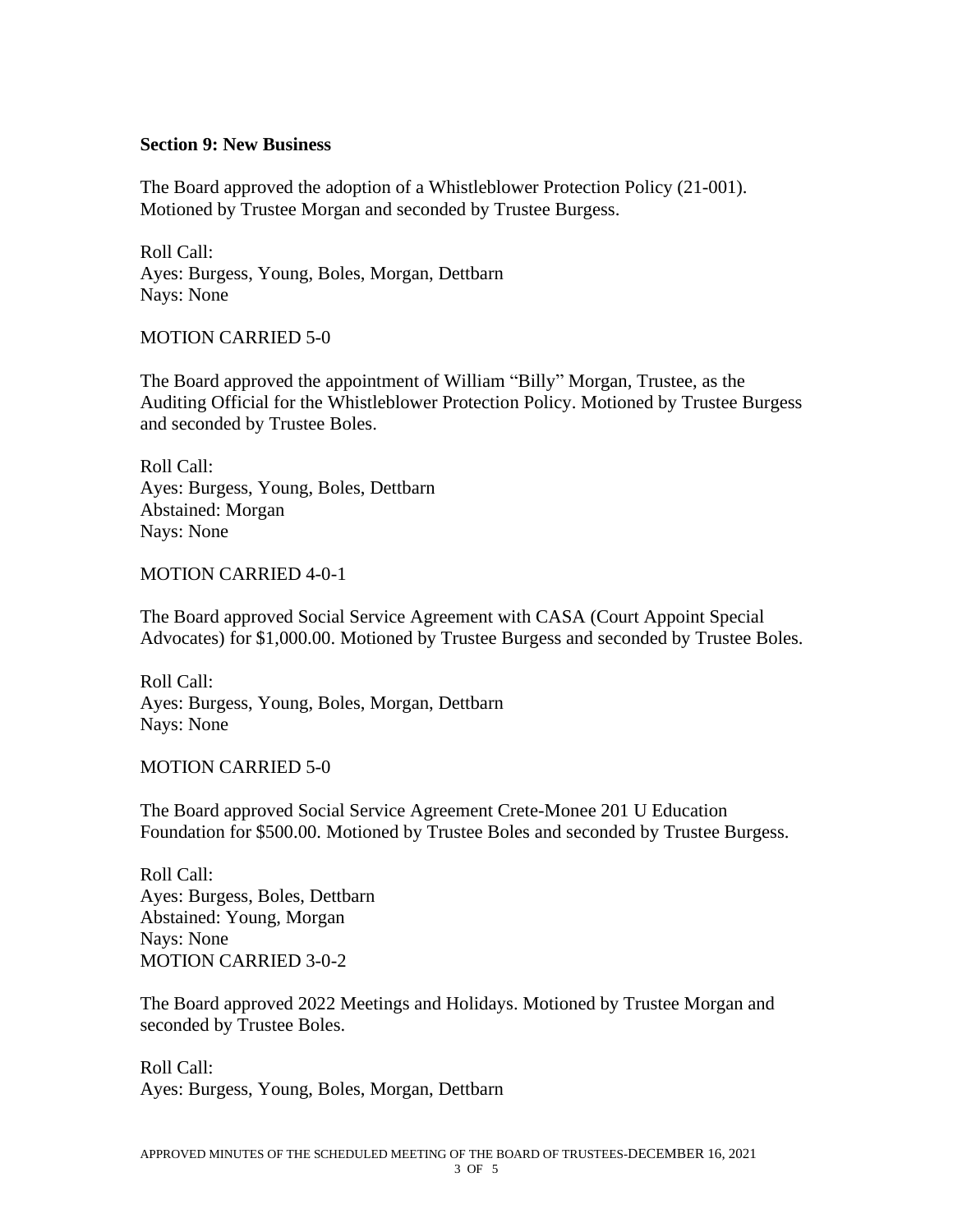**Section 9: New Business**

The Board approved the adoption of a Whistleblower Protection Policy (21-001). Motioned by Trustee Morgan and seconded by Trustee Burgess.

Roll Call:
Ayes: Burgess, Young, Boles, Morgan, Dettbarn
Nays: None

MOTION CARRIED 5-0

The Board approved the appointment of William "Billy" Morgan, Trustee, as the Auditing Official for the Whistleblower Protection Policy. Motioned by Trustee Burgess and seconded by Trustee Boles.

Roll Call:
Ayes: Burgess, Young, Boles, Dettbarn
Abstained: Morgan
Nays: None

MOTION CARRIED 4-0-1

The Board approved Social Service Agreement with CASA (Court Appoint Special Advocates) for $1,000.00. Motioned by Trustee Burgess and seconded by Trustee Boles.

Roll Call:
Ayes: Burgess, Young, Boles, Morgan, Dettbarn
Nays: None

MOTION CARRIED 5-0

The Board approved Social Service Agreement Crete-Monee 201 U Education Foundation for $500.00. Motioned by Trustee Boles and seconded by Trustee Burgess.

Roll Call:
Ayes: Burgess, Boles, Dettbarn
Abstained: Young, Morgan
Nays: None
MOTION CARRIED 3-0-2

The Board approved 2022 Meetings and Holidays. Motioned by Trustee Morgan and seconded by Trustee Boles.

Roll Call:
Ayes: Burgess, Young, Boles, Morgan, Dettbarn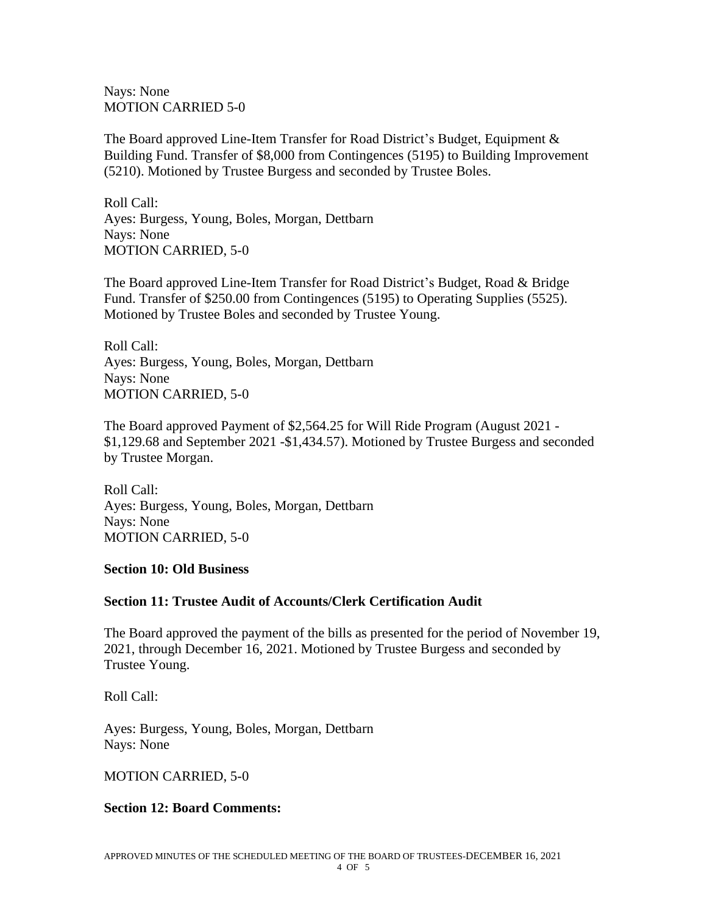Nays: None
MOTION CARRIED 5-0

The Board approved Line-Item Transfer for Road District's Budget, Equipment & Building Fund. Transfer of $8,000 from Contingences (5195) to Building Improvement (5210). Motioned by Trustee Burgess and seconded by Trustee Boles.

Roll Call:
Ayes: Burgess, Young, Boles, Morgan, Dettbarn
Nays: None
MOTION CARRIED, 5-0

The Board approved Line-Item Transfer for Road District's Budget, Road & Bridge Fund. Transfer of $250.00 from Contingences (5195) to Operating Supplies (5525). Motioned by Trustee Boles and seconded by Trustee Young.

Roll Call:
Ayes: Burgess, Young, Boles, Morgan, Dettbarn
Nays: None
MOTION CARRIED, 5-0

The Board approved Payment of $2,564.25 for Will Ride Program (August 2021 - $1,129.68 and September 2021 -$1,434.57). Motioned by Trustee Burgess and seconded by Trustee Morgan.

Roll Call:
Ayes: Burgess, Young, Boles, Morgan, Dettbarn
Nays: None
MOTION CARRIED, 5-0

**Section 10: Old Business**

**Section 11: Trustee Audit of Accounts/Clerk Certification Audit**

The Board approved the payment of the bills as presented for the period of November 19, 2021, through December 16, 2021. Motioned by Trustee Burgess and seconded by Trustee Young.

Roll Call:

Ayes: Burgess, Young, Boles, Morgan, Dettbarn
Nays: None

MOTION CARRIED, 5-0

**Section 12: Board Comments:**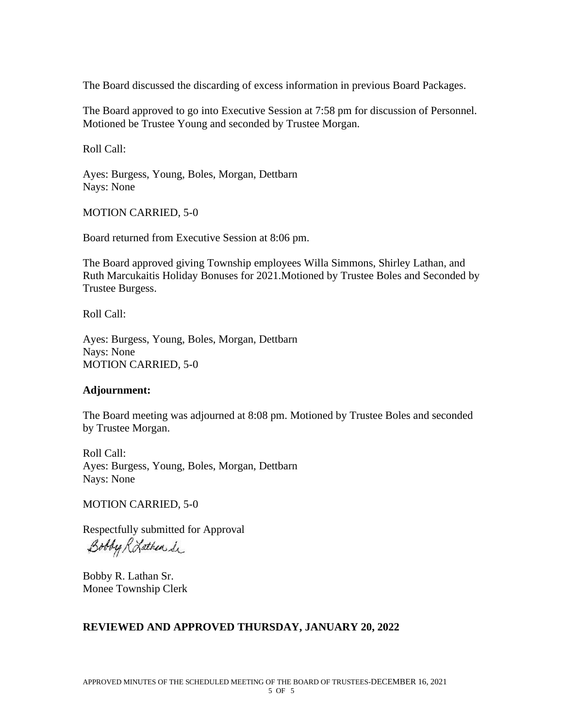The Board discussed the discarding of excess information in previous Board Packages.

The Board approved to go into Executive Session at 7:58 pm for discussion of Personnel. Motioned be Trustee Young and seconded by Trustee Morgan.

Roll Call:

Ayes: Burgess, Young, Boles, Morgan, Dettbarn
Nays: None

MOTION CARRIED, 5-0

Board returned from Executive Session at 8:06 pm.

The Board approved giving Township employees Willa Simmons, Shirley Lathan, and Ruth Marcukaitis Holiday Bonuses for 2021.Motioned by Trustee Boles and Seconded by Trustee Burgess.

Roll Call:

Ayes: Burgess, Young, Boles, Morgan, Dettbarn
Nays: None
MOTION CARRIED, 5-0

**Adjournment:**

The Board meeting was adjourned at 8:08 pm. Motioned by Trustee Boles and seconded by Trustee Morgan.

Roll Call:
Ayes: Burgess, Young, Boles, Morgan, Dettbarn
Nays: None

MOTION CARRIED, 5-0

Respectfully submitted for Approval
Bobby R Lathan Sr

Bobby R. Lathan Sr.
Monee Township Clerk

**REVIEWED AND APPROVED THURSDAY, JANUARY 20, 2022**